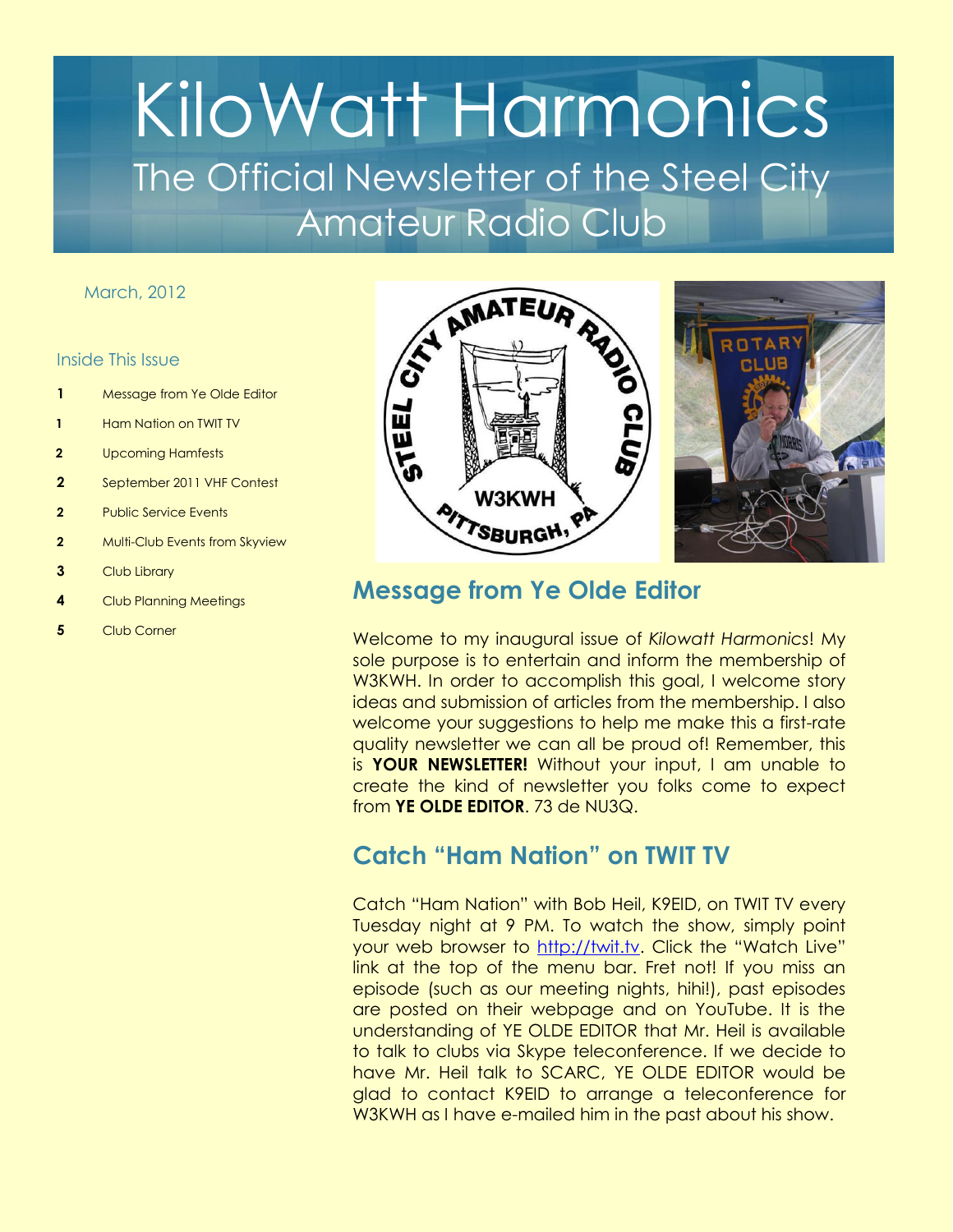# KiloWatt Harmonics

## The Official Newsletter of the Steel City Amateur Radio Club

March, 2012

### Inside This Issue

| | |
|---|---|
| **1** | Message from Ye Olde Editor |
| **1** | Ham Nation on TWIT TV |
| **2** | Upcoming Hamfests |
| **2** | September 2011 VHF Contest |
| **2** | Public Service Events |
| **2** | Multi-Club Events from Skyview |
| **3** | Club Library |
| **4** | Club Planning Meetings |
| **5** | Club Corner |

## Message from Ye Olde Editor

Welcome to my inaugural issue of *Kilowatt Harmonics*! My sole purpose is to entertain and inform the membership of W3KWH. In order to accomplish this goal, I welcome story ideas and submission of articles from the membership. I also welcome your suggestions to help me make this a first-rate quality newsletter we can all be proud of! Remember, this is **YOUR NEWSLETTER!** Without your input, I am unable to create the kind of newsletter you folks come to expect from **YE OLDE EDITOR**. 73 de NU3Q.

## Catch "Ham Nation" on TWIT TV

Catch "Ham Nation" with Bob Heil, K9EID, on TWIT TV every Tuesday night at 9 PM. To watch the show, simply point your web browser to http://twit.tv. Click the "Watch Live" link at the top of the menu bar. Fret not! If you miss an episode (such as our meeting nights, hihi!), past episodes are posted on their webpage and on YouTube. It is the understanding of YE OLDE EDITOR that Mr. Heil is available to talk to clubs via Skype teleconference. If we decide to have Mr. Heil talk to SCARC, YE OLDE EDITOR would be glad to contact K9EID to arrange a teleconference for W3KWH as I have e-mailed him in the past about his show.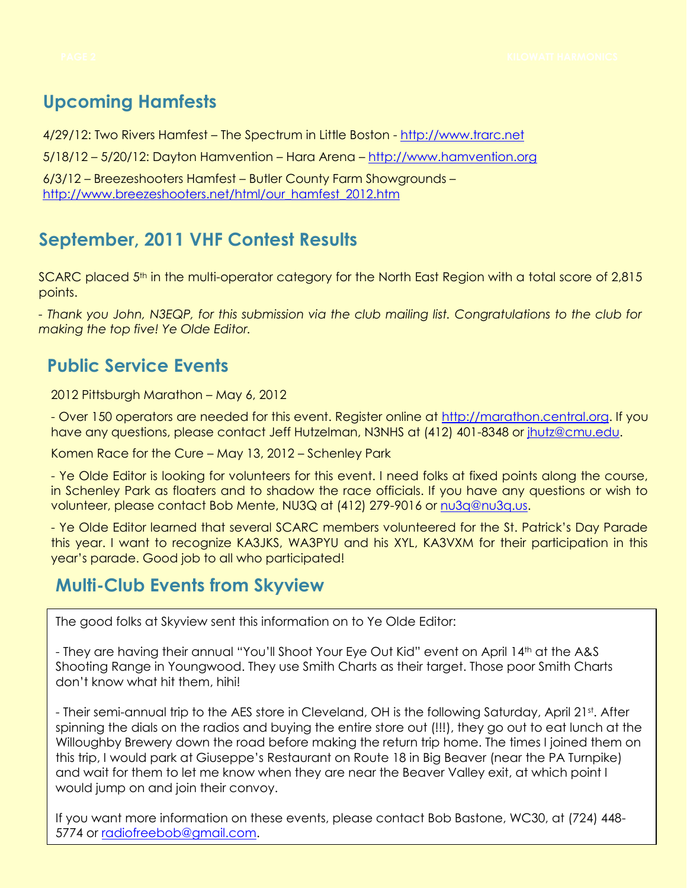## Upcoming Hamfests

4/29/12: Two Rivers Hamfest – The Spectrum in Little Boston - http://www.trarc.net

5/18/12 – 5/20/12: Dayton Hamvention – Hara Arena – http://www.hamvention.org

6/3/12 – Breezeshooters Hamfest – Butler County Farm Showgrounds – http://www.breezeshooters.net/html/our_hamfest_2012.htm

## September, 2011 VHF Contest Results

SCARC placed 5th in the multi-operator category for the North East Region with a total score of 2,815 points.

*- Thank you John, N3EQP, for this submission via the club mailing list. Congratulations to the club for making the top five! Ye Olde Editor.*

## Public Service Events

2012 Pittsburgh Marathon – May 6, 2012

- Over 150 operators are needed for this event. Register online at http://marathon.central.org. If you have any questions, please contact Jeff Hutzelman, N3NHS at (412) 401-8348 or jhutz@cmu.edu.

Komen Race for the Cure – May 13, 2012 – Schenley Park

- Ye Olde Editor is looking for volunteers for this event. I need folks at fixed points along the course, in Schenley Park as floaters and to shadow the race officials. If you have any questions or wish to volunteer, please contact Bob Mente, NU3Q at (412) 279-9016 or nu3q@nu3q.us.

- Ye Olde Editor learned that several SCARC members volunteered for the St. Patrick's Day Parade this year. I want to recognize KA3JKS, WA3PYU and his XYL, KA3VXM for their participation in this year's parade. Good job to all who participated!

## Multi-Club Events from Skyview

The good folks at Skyview sent this information on to Ye Olde Editor:

- They are having their annual "You'll Shoot Your Eye Out Kid" event on April 14th at the A&S Shooting Range in Youngwood. They use Smith Charts as their target. Those poor Smith Charts don't know what hit them, hihi!

- Their semi-annual trip to the AES store in Cleveland, OH is the following Saturday, April 21st. After spinning the dials on the radios and buying the entire store out (!!!), they go out to eat lunch at the Willoughby Brewery down the road before making the return trip home. The times I joined them on this trip, I would park at Giuseppe's Restaurant on Route 18 in Big Beaver (near the PA Turnpike) and wait for them to let me know when they are near the Beaver Valley exit, at which point I would jump on and join their convoy.

If you want more information on these events, please contact Bob Bastone, WC30, at (724) 448-5774 or radiofreebob@gmail.com.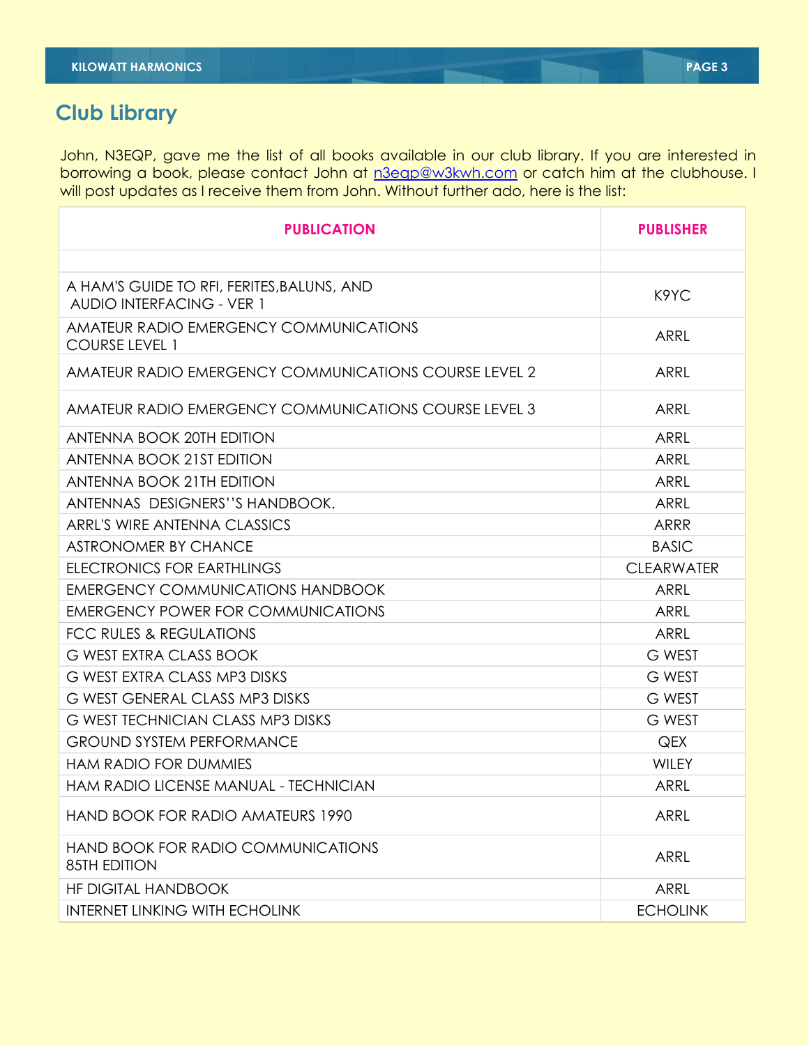## Club Library

John, N3EQP, gave me the list of all books available in our club library. If you are interested in borrowing a book, please contact John at n3eqp@w3kwh.com or catch him at the clubhouse. I will post updates as I receive them from John. Without further ado, here is the list:

| PUBLICATION | PUBLISHER |
|---|---|
| | |
| A HAM'S GUIDE TO RFI, FERITES,BALUNS, AND AUDIO INTERFACING - VER 1 | K9YC |
| AMATEUR RADIO EMERGENCY COMMUNICATIONS COURSE LEVEL 1 | ARRL |
| AMATEUR RADIO EMERGENCY COMMUNICATIONS COURSE LEVEL 2 | ARRL |
| AMATEUR RADIO EMERGENCY COMMUNICATIONS COURSE LEVEL 3 | ARRL |
| ANTENNA BOOK 20TH EDITION | ARRL |
| ANTENNA BOOK 21ST EDITION | ARRL |
| ANTENNA BOOK 21TH EDITION | ARRL |
| ANTENNAS DESIGNERS''S HANDBOOK. | ARRL |
| ARRL'S WIRE ANTENNA CLASSICS | ARRR |
| ASTRONOMER BY CHANCE | BASIC |
| ELECTRONICS FOR EARTHLINGS | CLEARWATER |
| EMERGENCY COMMUNICATIONS HANDBOOK | ARRL |
| EMERGENCY POWER FOR COMMUNICATIONS | ARRL |
| FCC RULES & REGULATIONS | ARRL |
| G WEST EXTRA CLASS BOOK | G WEST |
| G WEST EXTRA CLASS MP3 DISKS | G WEST |
| G WEST GENERAL CLASS MP3 DISKS | G WEST |
| G WEST TECHNICIAN CLASS MP3 DISKS | G WEST |
| GROUND SYSTEM PERFORMANCE | QEX |
| HAM RADIO FOR DUMMIES | WILEY |
| HAM RADIO LICENSE MANUAL - TECHNICIAN | ARRL |
| HAND BOOK FOR RADIO AMATEURS 1990 | ARRL |
| HAND BOOK FOR RADIO COMMUNICATIONS 85TH EDITION | ARRL |
| HF DIGITAL HANDBOOK | ARRL |
| INTERNET LINKING WITH ECHOLINK | ECHOLINK |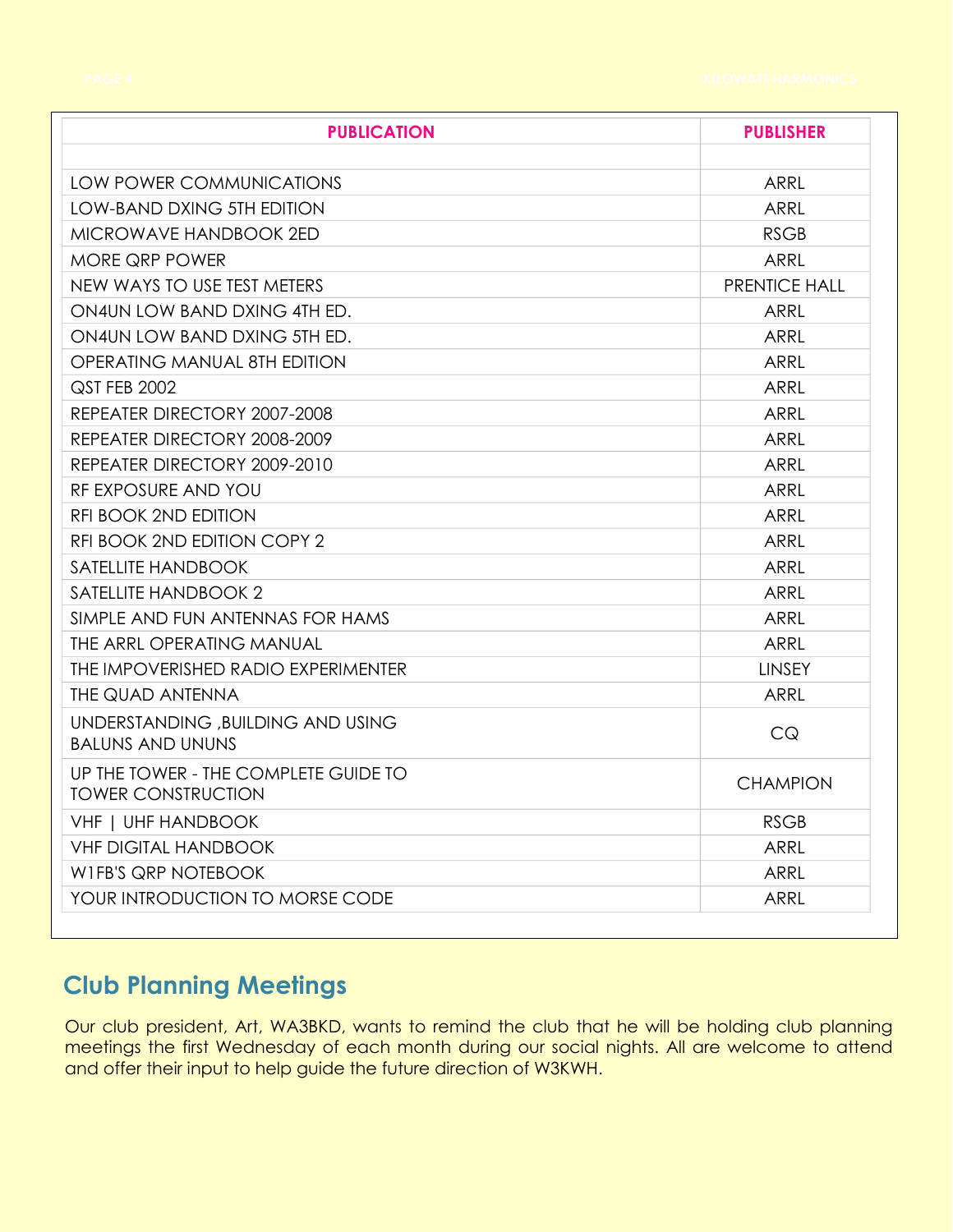| PUBLICATION | PUBLISHER |
|---|---|
| | |
| LOW POWER COMMUNICATIONS | ARRL |
| LOW-BAND DXING 5TH EDITION | ARRL |
| MICROWAVE HANDBOOK 2ED | RSGB |
| MORE QRP POWER | ARRL |
| NEW WAYS TO USE TEST METERS | PRENTICE HALL |
| ON4UN LOW BAND DXING 4TH ED. | ARRL |
| ON4UN LOW BAND DXING 5TH ED. | ARRL |
| OPERATING MANUAL 8TH EDITION | ARRL |
| QST FEB 2002 | ARRL |
| REPEATER DIRECTORY 2007-2008 | ARRL |
| REPEATER DIRECTORY 2008-2009 | ARRL |
| REPEATER DIRECTORY 2009-2010 | ARRL |
| RF EXPOSURE AND YOU | ARRL |
| RFI BOOK 2ND EDITION | ARRL |
| RFI BOOK 2ND EDITION COPY 2 | ARRL |
| SATELLITE HANDBOOK | ARRL |
| SATELLITE HANDBOOK 2 | ARRL |
| SIMPLE AND FUN ANTENNAS FOR HAMS | ARRL |
| THE ARRL OPERATING MANUAL | ARRL |
| THE IMPOVERISHED RADIO EXPERIMENTER | LINSEY |
| THE QUAD ANTENNA | ARRL |
| UNDERSTANDING ,BUILDING AND USING BALUNS AND UNUNS | CQ |
| UP THE TOWER - THE COMPLETE GUIDE TO TOWER CONSTRUCTION | CHAMPION |
| VHF \| UHF HANDBOOK | RSGB |
| VHF DIGITAL HANDBOOK | ARRL |
| W1FB'S QRP NOTEBOOK | ARRL |
| YOUR INTRODUCTION TO MORSE CODE | ARRL |

## Club Planning Meetings

Our club president, Art, WA3BKD, wants to remind the club that he will be holding club planning meetings the first Wednesday of each month during our social nights. All are welcome to attend and offer their input to help guide the future direction of W3KWH.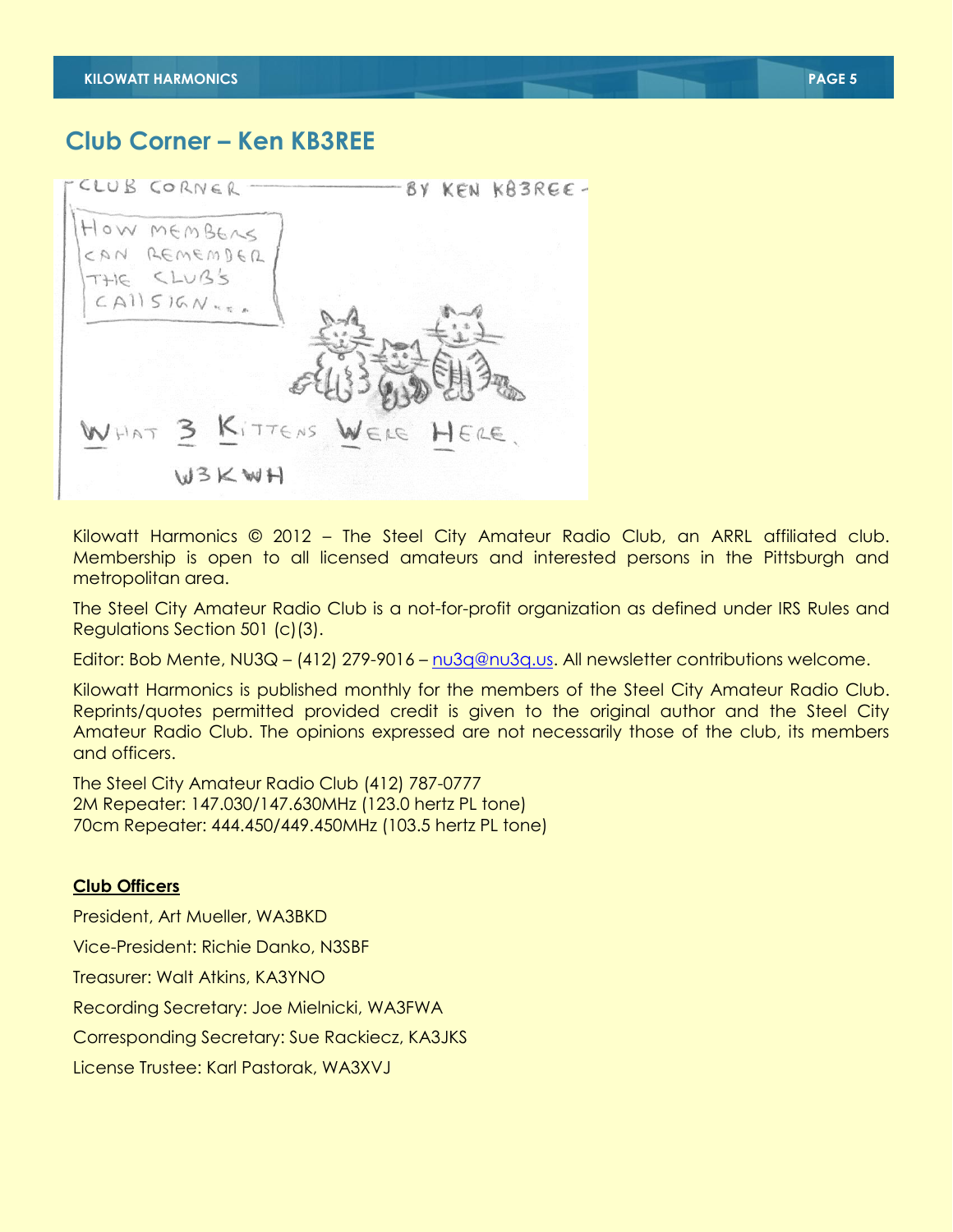## Club Corner – Ken KB3REE

CLUB CORNER — BY KEN KB3REE

HOW MEMBERS CAN REMEMBER THE CLUB'S CALLSIGN...

WHAT 3 KITTENS WERE HERE.

W3KWH

Kilowatt Harmonics © 2012 – The Steel City Amateur Radio Club, an ARRL affiliated club. Membership is open to all licensed amateurs and interested persons in the Pittsburgh and metropolitan area.

The Steel City Amateur Radio Club is a not-for-profit organization as defined under IRS Rules and Regulations Section 501 (c)(3).

Editor: Bob Mente, NU3Q – (412) 279-9016 – nu3q@nu3q.us. All newsletter contributions welcome.

Kilowatt Harmonics is published monthly for the members of the Steel City Amateur Radio Club. Reprints/quotes permitted provided credit is given to the original author and the Steel City Amateur Radio Club. The opinions expressed are not necessarily those of the club, its members and officers.

The Steel City Amateur Radio Club (412) 787-0777
2M Repeater: 147.030/147.630MHz (123.0 hertz PL tone)
70cm Repeater: 444.450/449.450MHz (103.5 hertz PL tone)

**Club Officers**

President, Art Mueller, WA3BKD

Vice-President: Richie Danko, N3SBF

Treasurer: Walt Atkins, KA3YNO

Recording Secretary: Joe Mielnicki, WA3FWA

Corresponding Secretary: Sue Rackiecz, KA3JKS

License Trustee: Karl Pastorak, WA3XVJ